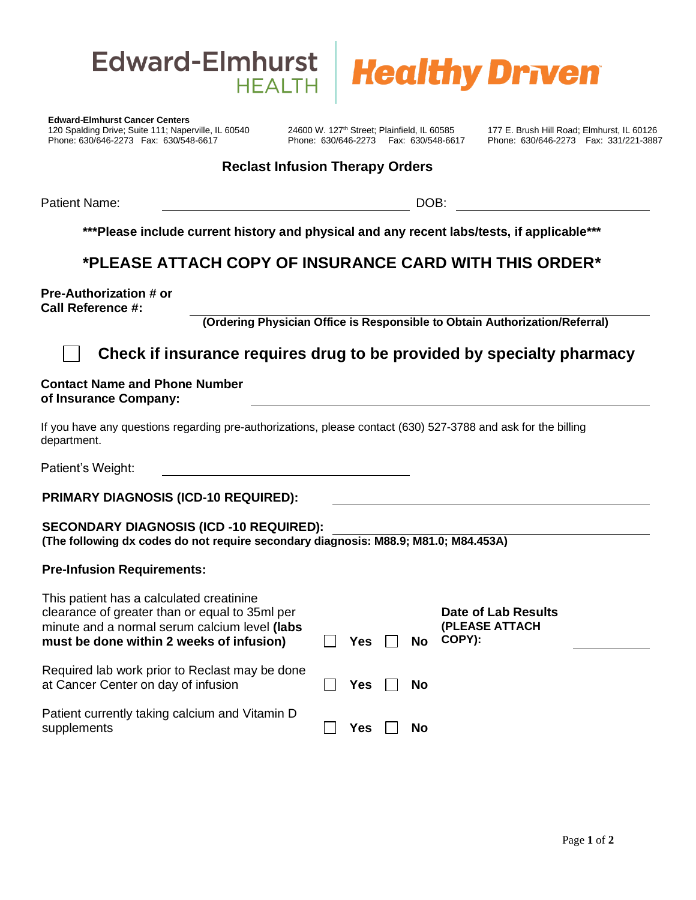Edward-Elmhurst HEALTH | Healthy Driven

**Edward-Elmhurst Cancer Centers**

120 Spalding Drive; Suite 111; Naperville, IL 60540
Phone: 630/646-2273 Fax: 630/548-6617

24600 W. 127th Street; Plainfield, IL 60585
Phone: 630/646-2273 Fax: 630/548-6617

177 E. Brush Hill Road; Elmhurst, IL 60126
Phone: 630/646-2273 Fax: 331/221-3887

## Reclast Infusion Therapy Orders

Patient Name: ______________________________ DOB: ____________________

**\*\*\*Please include current history and physical and any recent labs/tests, if applicable\*\*\***

## \*PLEASE ATTACH COPY OF INSURANCE CARD WITH THIS ORDER\*

**Pre-Authorization # or Call Reference #:** ______________________________

**(Ordering Physician Office is Responsible to Obtain Authorization/Referral)**

☐ **Check if insurance requires drug to be provided by specialty pharmacy**

**Contact Name and Phone Number of Insurance Company:** ______________________________

If you have any questions regarding pre-authorizations, please contact (630) 527-3788 and ask for the billing department.

Patient's Weight: ______________________________

**PRIMARY DIAGNOSIS (ICD-10 REQUIRED):** ______________________________

**SECONDARY DIAGNOSIS (ICD -10 REQUIRED):** ______________________________
**(The following dx codes do not require secondary diagnosis: M88.9; M81.0; M84.453A)**

**Pre-Infusion Requirements:**

This patient has a calculated creatinine clearance of greater than or equal to 35ml per minute and a normal serum calcium level **(labs must be done within 2 weeks of infusion)** ☐ **Yes** ☐ **No** **Date of Lab Results (PLEASE ATTACH COPY):** ____________

Required lab work prior to Reclast may be done at Cancer Center on day of infusion ☐ **Yes** ☐ **No**

Patient currently taking calcium and Vitamin D supplements ☐ **Yes** ☐ **No**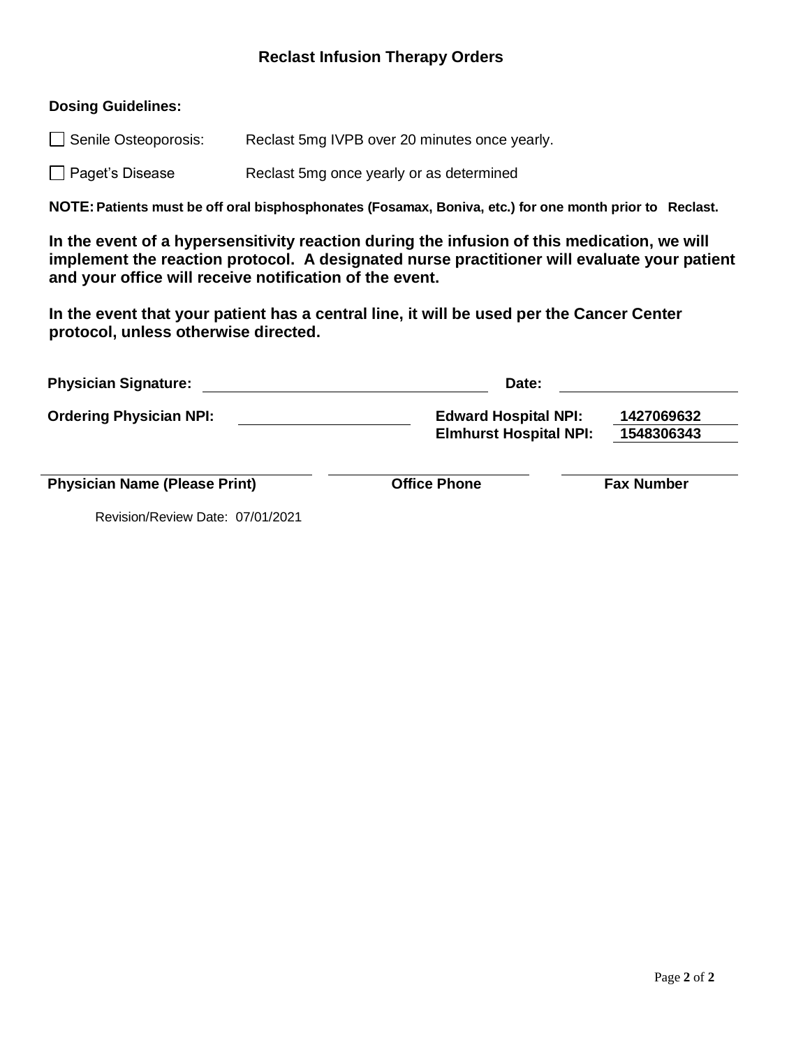# Reclast Infusion Therapy Orders

**Dosing Guidelines:**

☐ Senile Osteoporosis: Reclast 5mg IVPB over 20 minutes once yearly.

☐ Paget's Disease Reclast 5mg once yearly or as determined

**NOTE: Patients must be off oral bisphosphonates (Fosamax, Boniva, etc.) for one month prior to Reclast.**

**In the event of a hypersensitivity reaction during the infusion of this medication, we will implement the reaction protocol. A designated nurse practitioner will evaluate your patient and your office will receive notification of the event.**

**In the event that your patient has a central line, it will be used per the Cancer Center protocol, unless otherwise directed.**

**Physician Signature:** ______________________________ **Date:** ____________________

**Ordering Physician NPI:** ____________________ **Edward Hospital NPI:** **1427069632**
**Elmhurst Hospital NPI:** **1548306343**

______________________________ ____________________ ____________________
**Physician Name (Please Print)** **Office Phone** **Fax Number**

Revision/Review Date: 07/01/2021